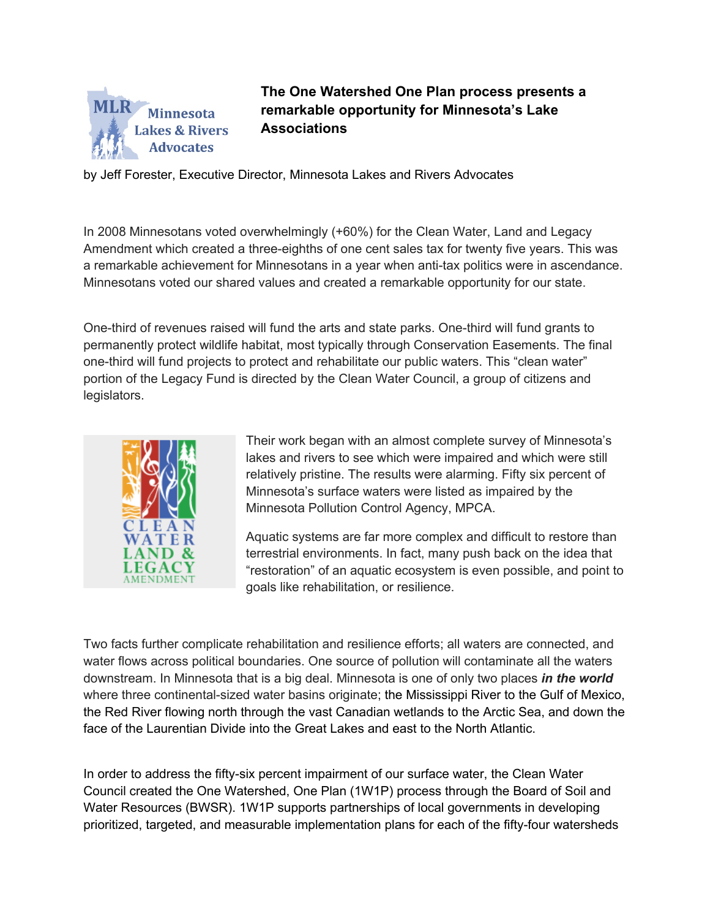# The One Watershed One Plan process presents a remarkable opportunity for Minnesota's Lake Associations

by Jeff Forester, Executive Director, Minnesota Lakes and Rivers Advocates

In 2008 Minnesotans voted overwhelmingly (+60%) for the Clean Water, Land and Legacy Amendment which created a three-eighths of one cent sales tax for twenty five years. This was a remarkable achievement for Minnesotans in a year when anti-tax politics were in ascendance. Minnesotans voted our shared values and created a remarkable opportunity for our state.

One-third of revenues raised will fund the arts and state parks. One-third will fund grants to permanently protect wildlife habitat, most typically through Conservation Easements. The final one-third will fund projects to protect and rehabilitate our public waters. This "clean water" portion of the Legacy Fund is directed by the Clean Water Council, a group of citizens and legislators.

Their work began with an almost complete survey of Minnesota's lakes and rivers to see which were impaired and which were still relatively pristine. The results were alarming. Fifty six percent of Minnesota's surface waters were listed as impaired by the Minnesota Pollution Control Agency, MPCA.

Aquatic systems are far more complex and difficult to restore than terrestrial environments. In fact, many push back on the idea that "restoration" of an aquatic ecosystem is even possible, and point to goals like rehabilitation, or resilience.

Two facts further complicate rehabilitation and resilience efforts; all waters are connected, and water flows across political boundaries. One source of pollution will contaminate all the waters downstream. In Minnesota that is a big deal. Minnesota is one of only two places ***in the world*** where three continental-sized water basins originate; the Mississippi River to the Gulf of Mexico, the Red River flowing north through the vast Canadian wetlands to the Arctic Sea, and down the face of the Laurentian Divide into the Great Lakes and east to the North Atlantic.

In order to address the fifty-six percent impairment of our surface water, the Clean Water Council created the One Watershed, One Plan (1W1P) process through the Board of Soil and Water Resources (BWSR). 1W1P supports partnerships of local governments in developing prioritized, targeted, and measurable implementation plans for each of the fifty-four watersheds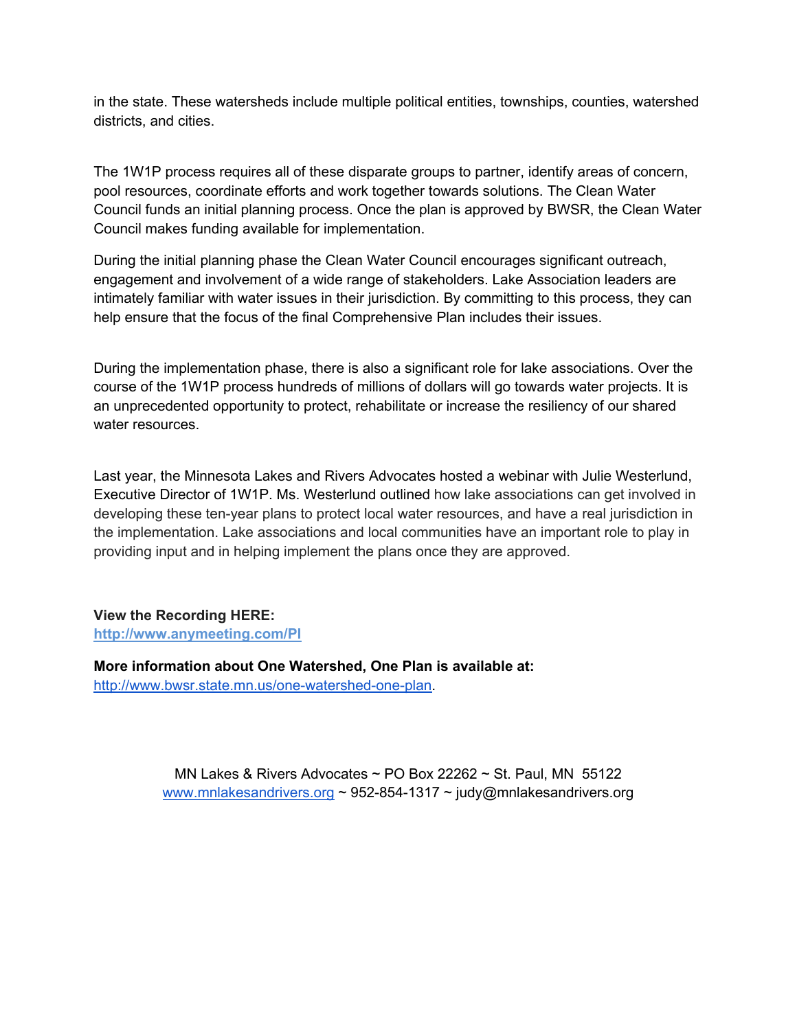in the state. These watersheds include multiple political entities, townships, counties, watershed districts, and cities.

The 1W1P process requires all of these disparate groups to partner, identify areas of concern, pool resources, coordinate efforts and work together towards solutions. The Clean Water Council funds an initial planning process. Once the plan is approved by BWSR, the Clean Water Council makes funding available for implementation.

During the initial planning phase the Clean Water Council encourages significant outreach, engagement and involvement of a wide range of stakeholders. Lake Association leaders are intimately familiar with water issues in their jurisdiction. By committing to this process, they can help ensure that the focus of the final Comprehensive Plan includes their issues.

During the implementation phase, there is also a significant role for lake associations. Over the course of the 1W1P process hundreds of millions of dollars will go towards water projects. It is an unprecedented opportunity to protect, rehabilitate or increase the resiliency of our shared water resources.

Last year, the Minnesota Lakes and Rivers Advocates hosted a webinar with Julie Westerlund, Executive Director of 1W1P. Ms. Westerlund outlined how lake associations can get involved in developing these ten-year plans to protect local water resources, and have a real jurisdiction in the implementation. Lake associations and local communities have an important role to play in providing input and in helping implement the plans once they are approved.

**View the Recording HERE:**
**http://www.anymeeting.com/PI**

**More information about One Watershed, One Plan is available at:**
http://www.bwsr.state.mn.us/one-watershed-one-plan.

MN Lakes & Rivers Advocates ~ PO Box 22262 ~ St. Paul, MN 55122
www.mnlakesandrivers.org ~ 952-854-1317 ~ judy@mnlakesandrivers.org